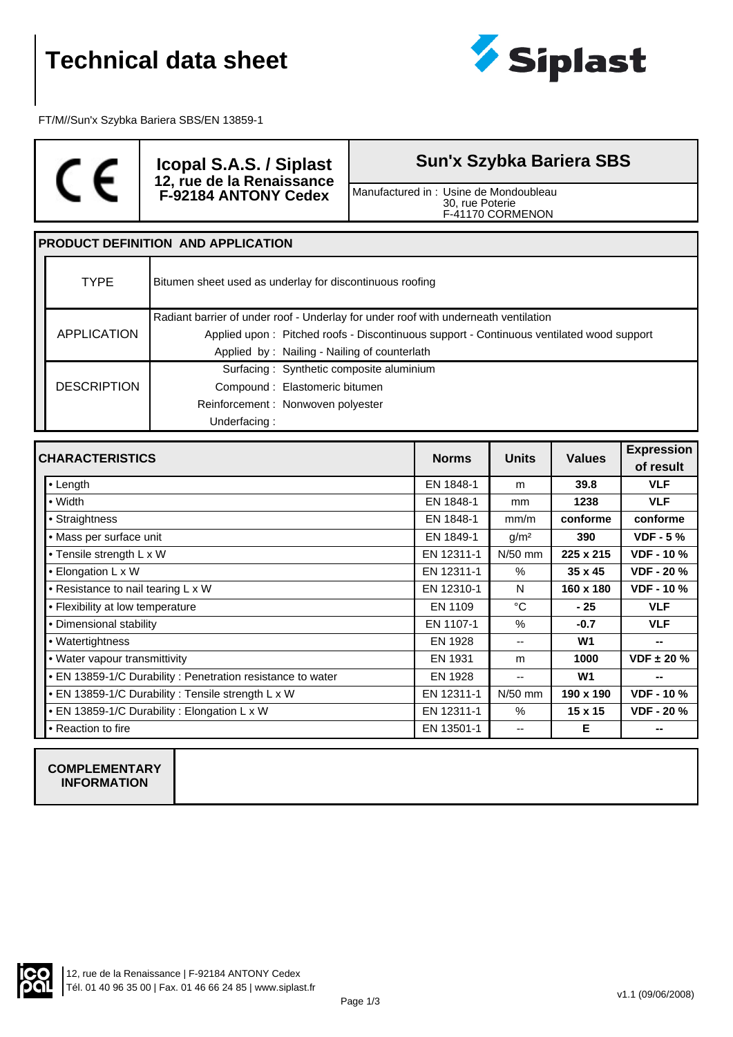# Technical data sheet

FT/M//Sun'x Szybka Bariera SBS/EN 13859-1

| CE | **Icopal S.A.S. / Siplast**<br>**12, rue de la Renaissance**<br>**F-92184 ANTONY Cedex** | **Sun'x Szybka Bariera SBS**<br>Manufactured in : Usine de Mondoubleau<br>30, rue Poterie<br>F-41170 CORMENON |
|---|---|---|

## PRODUCT DEFINITION AND APPLICATION

| | |
|---|---|
| TYPE | Bitumen sheet used as underlay for discontinuous roofing |
| APPLICATION | Radiant barrier of under roof - Underlay for under roof with underneath ventilation<br>Applied upon : Pitched roofs - Discontinuous support - Continuous ventilated wood support<br>Applied by : Nailing - Nailing of counterlath |
| DESCRIPTION | Surfacing : Synthetic composite aluminium<br>Compound : Elastomeric bitumen<br>Reinforcement : Nonwoven polyester<br>Underfacing : |

| CHARACTERISTICS | Norms | Units | Values | Expression of result |
|---|---|---|---|---|
| • Length | EN 1848-1 | m | **39.8** | **VLF** |
| • Width | EN 1848-1 | mm | **1238** | **VLF** |
| • Straightness | EN 1848-1 | mm/m | **conforme** | **conforme** |
| • Mass per surface unit | EN 1849-1 | g/m² | **390** | **VDF - 5 %** |
| • Tensile strength L x W | EN 12311-1 | N/50 mm | **225 x 215** | **VDF - 10 %** |
| • Elongation L x W | EN 12311-1 | % | **35 x 45** | **VDF - 20 %** |
| • Resistance to nail tearing L x W | EN 12310-1 | N | **160 x 180** | **VDF - 10 %** |
| • Flexibility at low temperature | EN 1109 | °C | **- 25** | **VLF** |
| • Dimensional stability | EN 1107-1 | % | **-0.7** | **VLF** |
| • Watertightness | EN 1928 | -- | **W1** | **--** |
| • Water vapour transmittivity | EN 1931 | m | **1000** | **VDF ± 20 %** |
| • EN 13859-1/C Durability : Penetration resistance to water | EN 1928 | -- | **W1** | **--** |
| • EN 13859-1/C Durability : Tensile strength L x W | EN 12311-1 | N/50 mm | **190 x 190** | **VDF - 10 %** |
| • EN 13859-1/C Durability : Elongation L x W | EN 12311-1 | % | **15 x 15** | **VDF - 20 %** |
| • Reaction to fire | EN 13501-1 | -- | **E** | **--** |

| **COMPLEMENTARY INFORMATION** | |
|---|---|

12, rue de la Renaissance | F-92184 ANTONY Cedex
Tél. 01 40 96 35 00 | Fax. 01 46 66 24 85 | www.siplast.fr

v1.1 (09/06/2008)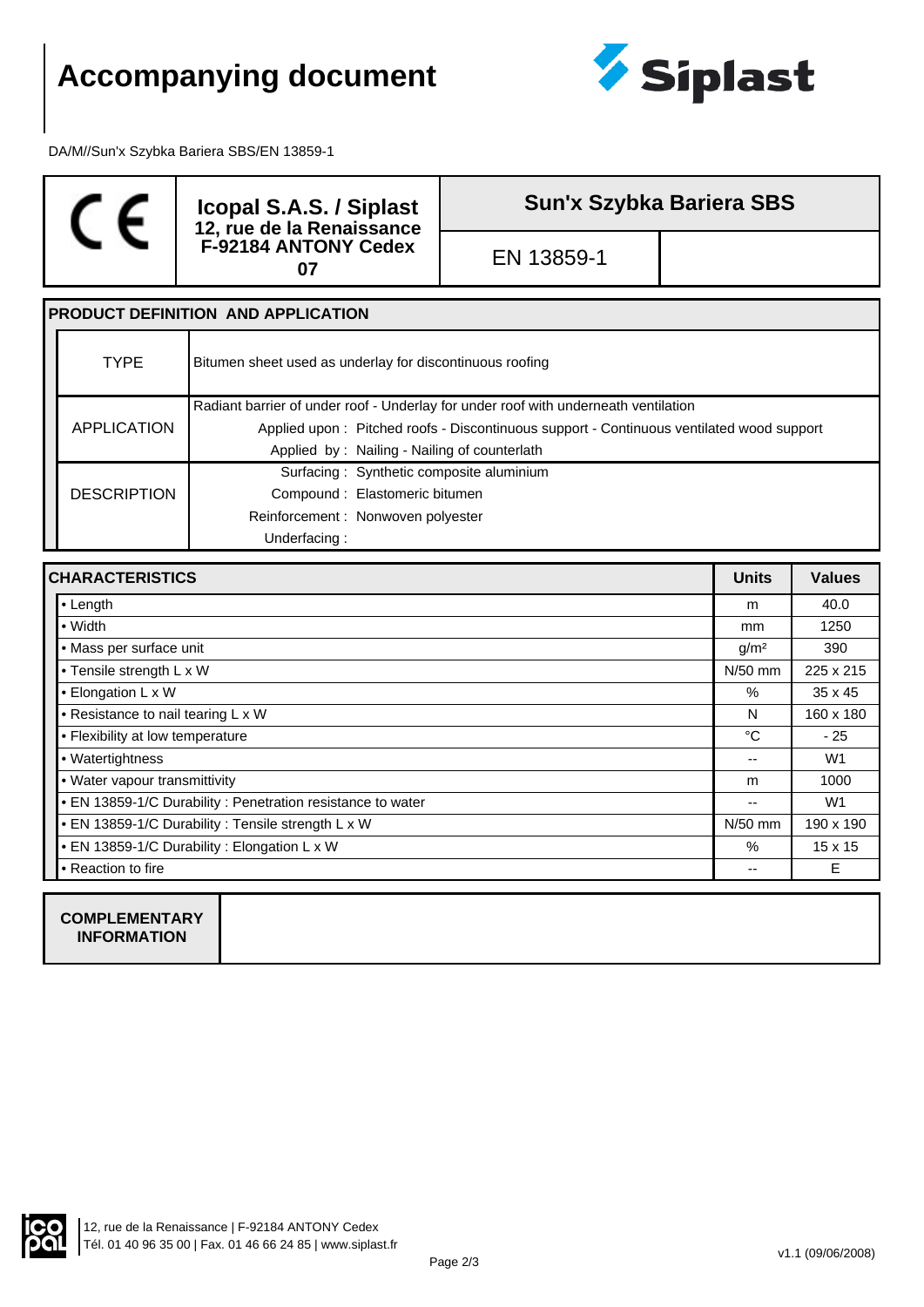# Accompanying document

DA/M//Sun'x Szybka Bariera SBS/EN 13859-1

| CE | **Icopal S.A.S. / Siplast**<br>**12, rue de la Renaissance**<br>**F-92184 ANTONY Cedex**<br>**07** | **Sun'x Szybka Bariera SBS** | |
|---|---|---|---|
| | | EN 13859-1 | |

## PRODUCT DEFINITION AND APPLICATION

| | |
|---|---|
| TYPE | Bitumen sheet used as underlay for discontinuous roofing |
| APPLICATION | Radiant barrier of under roof - Underlay for under roof with underneath ventilation<br>Applied upon : Pitched roofs - Discontinuous support - Continuous ventilated wood support<br>Applied by : Nailing - Nailing of counterlath |
| DESCRIPTION | Surfacing : Synthetic composite aluminium<br>Compound : Elastomeric bitumen<br>Reinforcement : Nonwoven polyester<br>Underfacing : |

## CHARACTERISTICS

| CHARACTERISTICS | Units | Values |
|---|---|---|
| • Length | m | 40.0 |
| • Width | mm | 1250 |
| • Mass per surface unit | g/m² | 390 |
| • Tensile strength L x W | N/50 mm | 225 x 215 |
| • Elongation L x W | % | 35 x 45 |
| • Resistance to nail tearing L x W | N | 160 x 180 |
| • Flexibility at low temperature | °C | - 25 |
| • Watertightness | -- | W1 |
| • Water vapour transmittivity | m | 1000 |
| • EN 13859-1/C Durability : Penetration resistance to water | -- | W1 |
| • EN 13859-1/C Durability : Tensile strength L x W | N/50 mm | 190 x 190 |
| • EN 13859-1/C Durability : Elongation L x W | % | 15 x 15 |
| • Reaction to fire | -- | E |

**COMPLEMENTARY INFORMATION**

12, rue de la Renaissance | F-92184 ANTONY Cedex
Tél. 01 40 96 35 00 | Fax. 01 46 66 24 85 | www.siplast.fr

v1.1 (09/06/2008)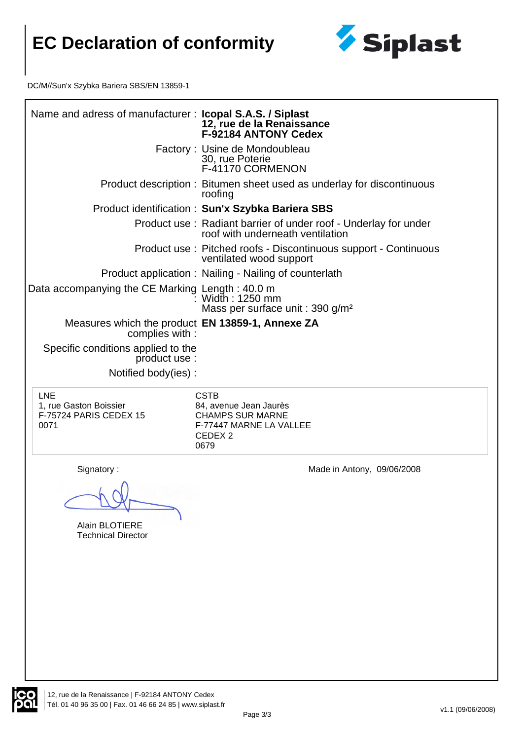# EC Declaration of conformity

DC/M//Sun'x Szybka Bariera SBS/EN 13859-1

| | |
|---|---|
| Name and adress of manufacturer : | **Icopal S.A.S. / Siplast**<br>**12, rue de la Renaissance**<br>**F-92184 ANTONY Cedex** |
| Factory : | Usine de Mondoubleau<br>30, rue Poterie<br>F-41170 CORMENON |
| Product description : | Bitumen sheet used as underlay for discontinuous roofing |
| Product identification : | **Sun'x Szybka Bariera SBS** |
| Product use : | Radiant barrier of under roof - Underlay for under roof with underneath ventilation |
| Product use : | Pitched roofs - Discontinuous support - Continuous ventilated wood support |
| Product application : | Nailing - Nailing of counterlath |
| Data accompanying the CE Marking : | Length : 40.0 m<br>Width : 1250 mm<br>Mass per surface unit : 390 g/m² |
| Measures which the product complies with : | **EN 13859-1, Annexe ZA** |
| Specific conditions applied to the product use : | |
| Notified body(ies) : | |

| | |
|---|---|
| LNE<br>1, rue Gaston Boissier<br>F-75724 PARIS CEDEX 15<br>0071 | CSTB<br>84, avenue Jean Jaurès<br>CHAMPS SUR MARNE<br>F-77447 MARNE LA VALLEE CEDEX 2<br>0679 |

Signatory :

Made in Antony, 09/06/2008

Alain BLOTIERE
Technical Director

12, rue de la Renaissance | F-92184 ANTONY Cedex
Tél. 01 40 96 35 00 | Fax. 01 46 66 24 85 | www.siplast.fr

v1.1 (09/06/2008)